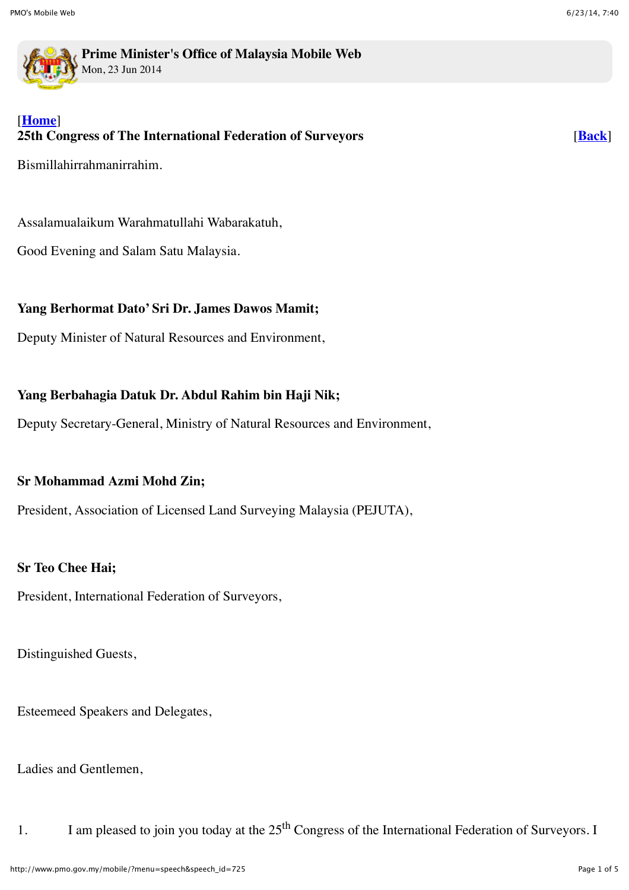**Prime Minister's Office of Malaysia Mobile Web**
Mon, 23 Jun 2014

[Home]

**25th Congress of The International Federation of Surveyors** [Back]

Bismillahirrahmanirrahim.

Assalamualaikum Warahmatullahi Wabarakatuh,

Good Evening and Salam Satu Malaysia.

**Yang Berhormat Dato' Sri Dr. James Dawos Mamit;**

Deputy Minister of Natural Resources and Environment,

**Yang Berbahagia Datuk Dr. Abdul Rahim bin Haji Nik;**

Deputy Secretary-General, Ministry of Natural Resources and Environment,

**Sr Mohammad Azmi Mohd Zin;**

President, Association of Licensed Land Surveying Malaysia (PEJUTA),

**Sr Teo Chee Hai;**

President, International Federation of Surveyors,

Distinguished Guests,

Esteemeed Speakers and Delegates,

Ladies and Gentlemen,

1. I am pleased to join you today at the 25th Congress of the International Federation of Surveyors. I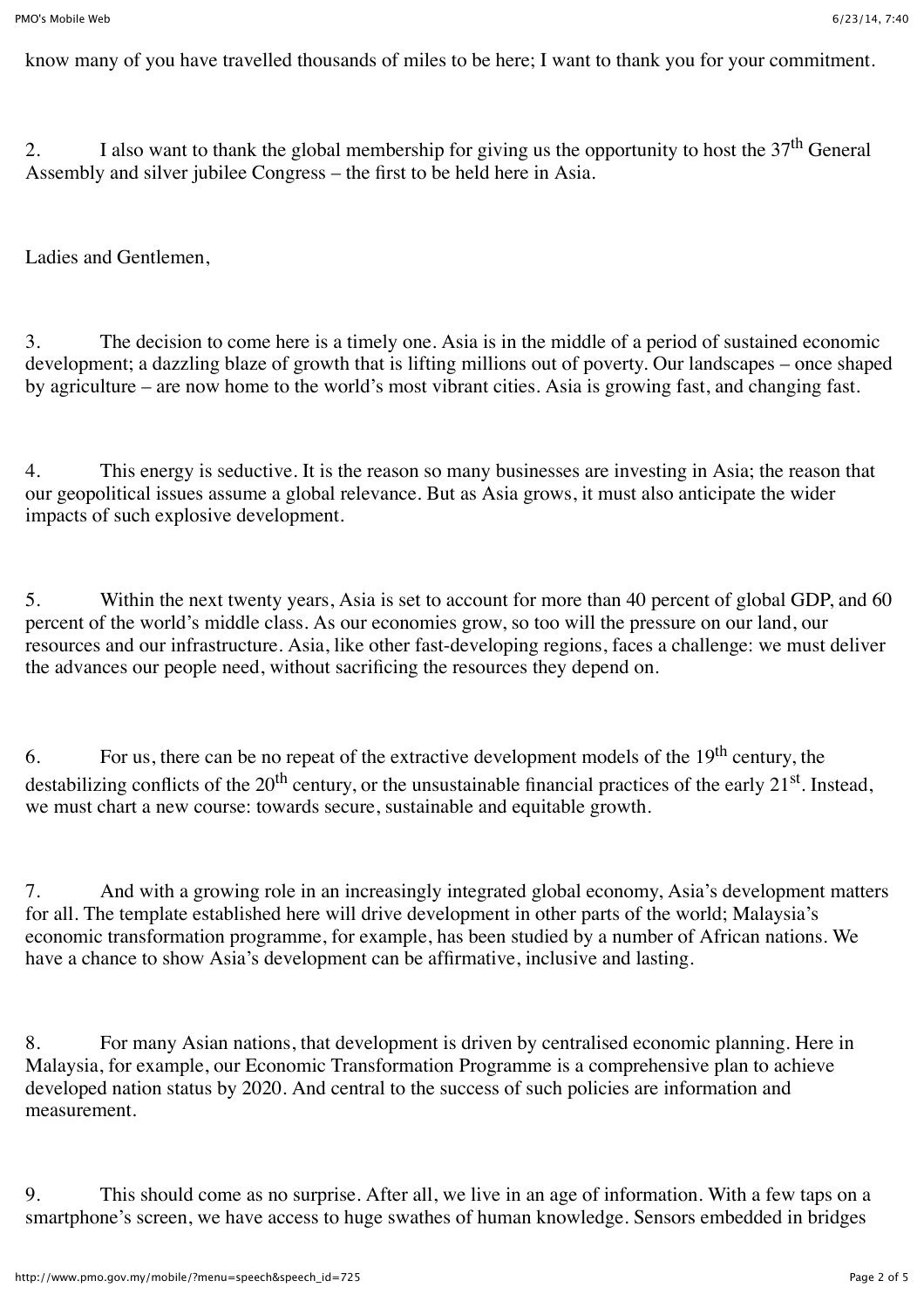know many of you have travelled thousands of miles to be here; I want to thank you for your commitment.

2. I also want to thank the global membership for giving us the opportunity to host the 37th General Assembly and silver jubilee Congress – the first to be held here in Asia.

Ladies and Gentlemen,

3. The decision to come here is a timely one. Asia is in the middle of a period of sustained economic development; a dazzling blaze of growth that is lifting millions out of poverty. Our landscapes – once shaped by agriculture – are now home to the world's most vibrant cities. Asia is growing fast, and changing fast.

4. This energy is seductive. It is the reason so many businesses are investing in Asia; the reason that our geopolitical issues assume a global relevance. But as Asia grows, it must also anticipate the wider impacts of such explosive development.

5. Within the next twenty years, Asia is set to account for more than 40 percent of global GDP, and 60 percent of the world's middle class. As our economies grow, so too will the pressure on our land, our resources and our infrastructure. Asia, like other fast-developing regions, faces a challenge: we must deliver the advances our people need, without sacrificing the resources they depend on.

6. For us, there can be no repeat of the extractive development models of the 19th century, the destabilizing conflicts of the 20th century, or the unsustainable financial practices of the early 21st. Instead, we must chart a new course: towards secure, sustainable and equitable growth.

7. And with a growing role in an increasingly integrated global economy, Asia's development matters for all. The template established here will drive development in other parts of the world; Malaysia's economic transformation programme, for example, has been studied by a number of African nations. We have a chance to show Asia's development can be affirmative, inclusive and lasting.

8. For many Asian nations, that development is driven by centralised economic planning. Here in Malaysia, for example, our Economic Transformation Programme is a comprehensive plan to achieve developed nation status by 2020. And central to the success of such policies are information and measurement.

9. This should come as no surprise. After all, we live in an age of information. With a few taps on a smartphone's screen, we have access to huge swathes of human knowledge. Sensors embedded in bridges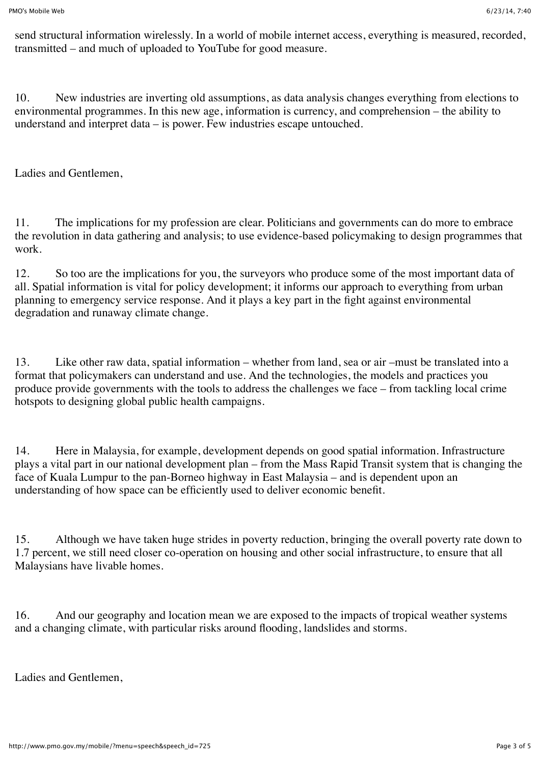send structural information wirelessly. In a world of mobile internet access, everything is measured, recorded, transmitted – and much of uploaded to YouTube for good measure.

10. New industries are inverting old assumptions, as data analysis changes everything from elections to environmental programmes. In this new age, information is currency, and comprehension – the ability to understand and interpret data – is power. Few industries escape untouched.

Ladies and Gentlemen,

11. The implications for my profession are clear. Politicians and governments can do more to embrace the revolution in data gathering and analysis; to use evidence-based policymaking to design programmes that work.

12. So too are the implications for you, the surveyors who produce some of the most important data of all. Spatial information is vital for policy development; it informs our approach to everything from urban planning to emergency service response. And it plays a key part in the fight against environmental degradation and runaway climate change.

13. Like other raw data, spatial information – whether from land, sea or air –must be translated into a format that policymakers can understand and use. And the technologies, the models and practices you produce provide governments with the tools to address the challenges we face – from tackling local crime hotspots to designing global public health campaigns.

14. Here in Malaysia, for example, development depends on good spatial information. Infrastructure plays a vital part in our national development plan – from the Mass Rapid Transit system that is changing the face of Kuala Lumpur to the pan-Borneo highway in East Malaysia – and is dependent upon an understanding of how space can be efficiently used to deliver economic benefit.

15. Although we have taken huge strides in poverty reduction, bringing the overall poverty rate down to 1.7 percent, we still need closer co-operation on housing and other social infrastructure, to ensure that all Malaysians have livable homes.

16. And our geography and location mean we are exposed to the impacts of tropical weather systems and a changing climate, with particular risks around flooding, landslides and storms.

Ladies and Gentlemen,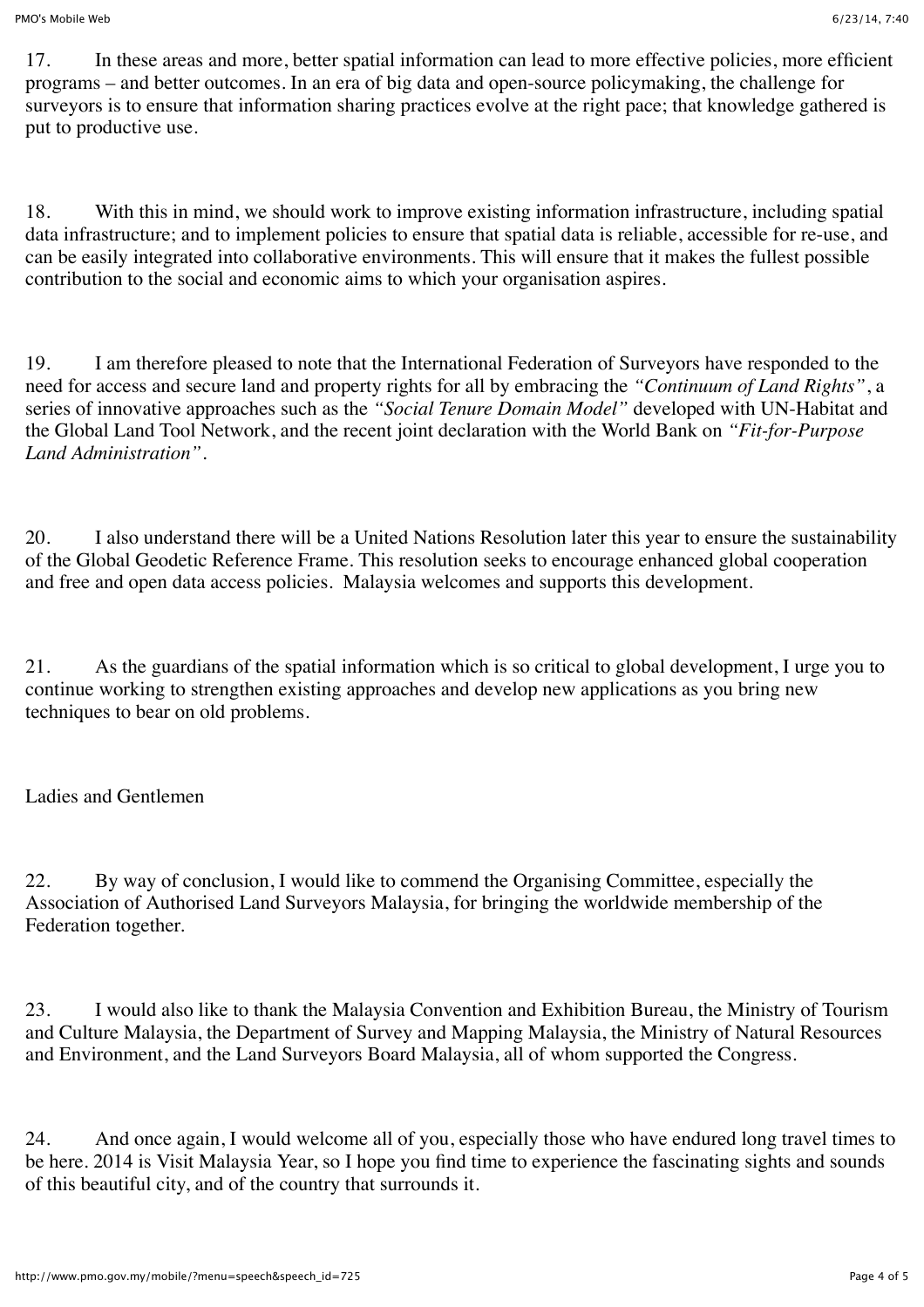17. In these areas and more, better spatial information can lead to more effective policies, more efficient programs – and better outcomes. In an era of big data and open-source policymaking, the challenge for surveyors is to ensure that information sharing practices evolve at the right pace; that knowledge gathered is put to productive use.

18. With this in mind, we should work to improve existing information infrastructure, including spatial data infrastructure; and to implement policies to ensure that spatial data is reliable, accessible for re-use, and can be easily integrated into collaborative environments. This will ensure that it makes the fullest possible contribution to the social and economic aims to which your organisation aspires.

19. I am therefore pleased to note that the International Federation of Surveyors have responded to the need for access and secure land and property rights for all by embracing the *"Continuum of Land Rights"*, a series of innovative approaches such as the *"Social Tenure Domain Model"* developed with UN-Habitat and the Global Land Tool Network, and the recent joint declaration with the World Bank on *"Fit-for-Purpose Land Administration"*.

20. I also understand there will be a United Nations Resolution later this year to ensure the sustainability of the Global Geodetic Reference Frame. This resolution seeks to encourage enhanced global cooperation and free and open data access policies. Malaysia welcomes and supports this development.

21. As the guardians of the spatial information which is so critical to global development, I urge you to continue working to strengthen existing approaches and develop new applications as you bring new techniques to bear on old problems.

Ladies and Gentlemen

22. By way of conclusion, I would like to commend the Organising Committee, especially the Association of Authorised Land Surveyors Malaysia, for bringing the worldwide membership of the Federation together.

23. I would also like to thank the Malaysia Convention and Exhibition Bureau, the Ministry of Tourism and Culture Malaysia, the Department of Survey and Mapping Malaysia, the Ministry of Natural Resources and Environment, and the Land Surveyors Board Malaysia, all of whom supported the Congress.

24. And once again, I would welcome all of you, especially those who have endured long travel times to be here. 2014 is Visit Malaysia Year, so I hope you find time to experience the fascinating sights and sounds of this beautiful city, and of the country that surrounds it.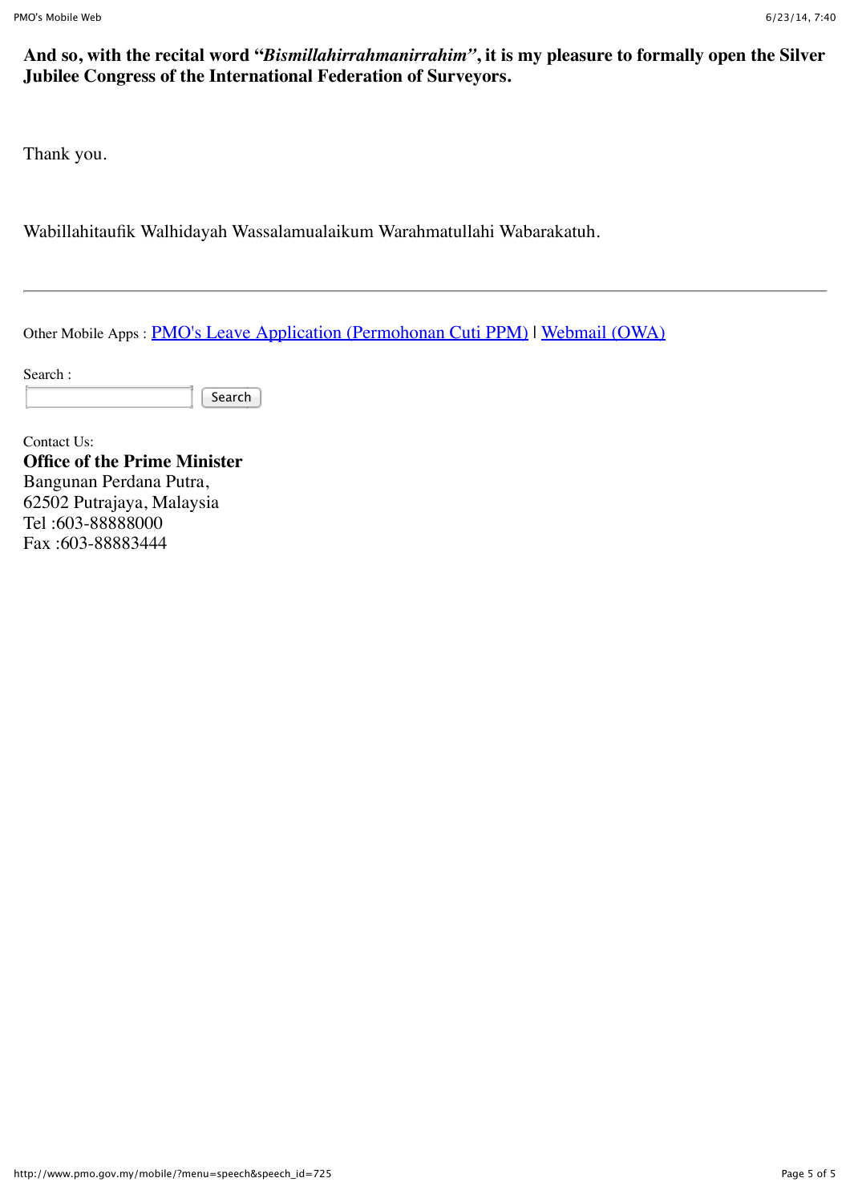**And so, with the recital word “*Bismillahirrahmanirrahim”*, it is my pleasure to formally open the Silver Jubilee Congress of the International Federation of Surveyors.**

Thank you.

Wabillahitaufik Walhidayah Wassalamualaikum Warahmatullahi Wabarakatuh.

---

Other Mobile Apps : PMO's Leave Application (Permohonan Cuti PPM) | Webmail (OWA)

Search :

Search

Contact Us:
**Office of the Prime Minister**
Bangunan Perdana Putra,
62502 Putrajaya, Malaysia
Tel :603-88888000
Fax :603-88883444